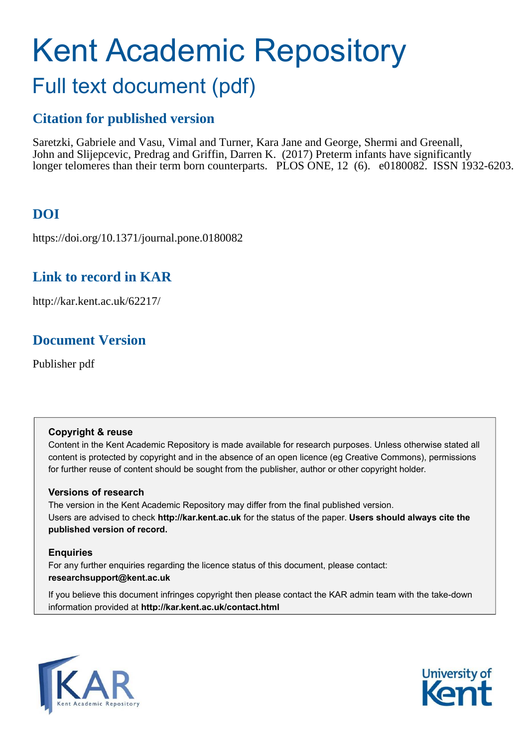# Kent Academic Repository

## Full text document (pdf)

### Citation for published version

Saretzki, Gabriele and Vasu, Vimal and Turner, Kara Jane and George, Shermi and Greenall, John and Slijepcevic, Predrag and Griffin, Darren K. (2017) Preterm infants have significantly longer telomeres than their term born counterparts. PLOS ONE, 12 (6). e0180082. ISSN 1932-6203.

### DOI

https://doi.org/10.1371/journal.pone.0180082

### Link to record in KAR

http://kar.kent.ac.uk/62217/

### Document Version

Publisher pdf

**Copyright & reuse**

Content in the Kent Academic Repository is made available for research purposes. Unless otherwise stated all content is protected by copyright and in the absence of an open licence (eg Creative Commons), permissions for further reuse of content should be sought from the publisher, author or other copyright holder.

**Versions of research**

The version in the Kent Academic Repository may differ from the final published version. Users are advised to check **http://kar.kent.ac.uk** for the status of the paper. **Users should always cite the published version of record.**

**Enquiries**

For any further enquiries regarding the licence status of this document, please contact: **researchsupport@kent.ac.uk**

If you believe this document infringes copyright then please contact the KAR admin team with the take-down information provided at **http://kar.kent.ac.uk/contact.html**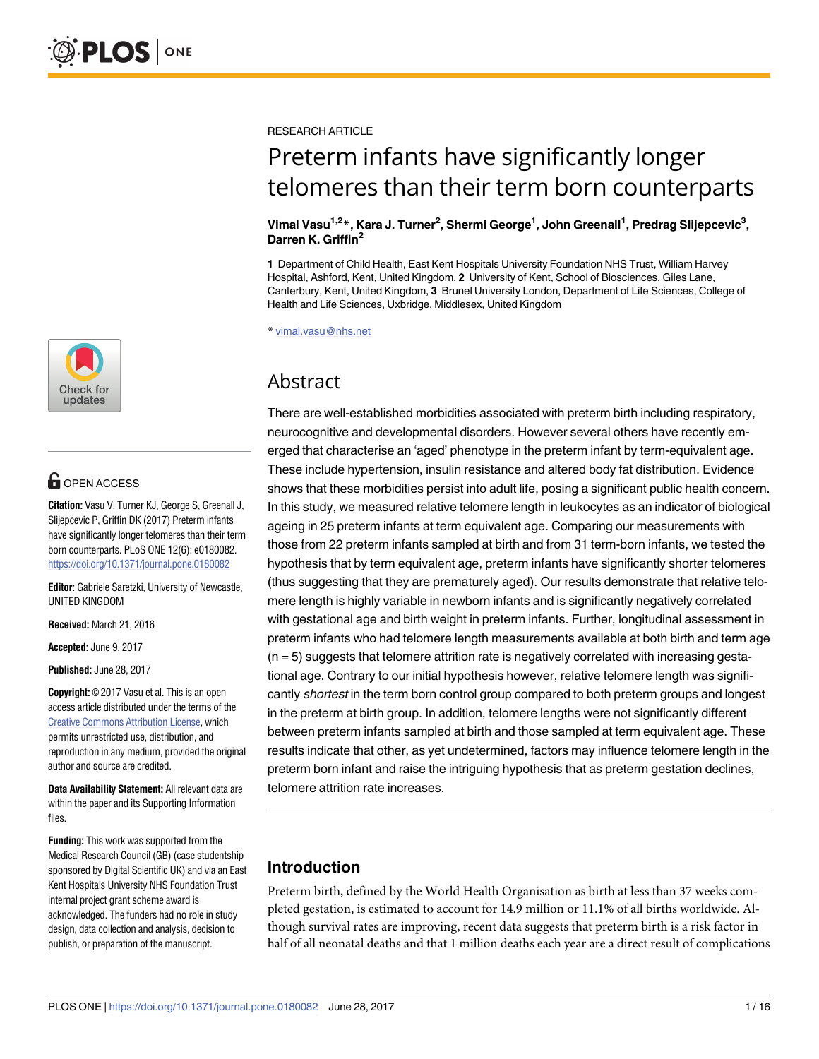RESEARCH ARTICLE

# Preterm infants have significantly longer telomeres than their term born counterparts

**Vimal Vasu[1,2]*, Kara J. Turner[2], Shermi George[1], John Greenall[1], Predrag Slijepcevic[3], Darren K. Griffin[2]**

**1** Department of Child Health, East Kent Hospitals University Foundation NHS Trust, William Harvey Hospital, Ashford, Kent, United Kingdom, **2** University of Kent, School of Biosciences, Giles Lane, Canterbury, Kent, United Kingdom, **3** Brunel University London, Department of Life Sciences, College of Health and Life Sciences, Uxbridge, Middlesex, United Kingdom

* vimal.vasu@nhs.net

OPEN ACCESS

**Citation:** Vasu V, Turner KJ, George S, Greenall J, Slijepcevic P, Griffin DK (2017) Preterm infants have significantly longer telomeres than their term born counterparts. PLoS ONE 12(6): e0180082. https://doi.org/10.1371/journal.pone.0180082

**Editor:** Gabriele Saretzki, University of Newcastle, UNITED KINGDOM

**Received:** March 21, 2016

**Accepted:** June 9, 2017

**Published:** June 28, 2017

**Copyright:** © 2017 Vasu et al. This is an open access article distributed under the terms of the Creative Commons Attribution License, which permits unrestricted use, distribution, and reproduction in any medium, provided the original author and source are credited.

**Data Availability Statement:** All relevant data are within the paper and its Supporting Information files.

**Funding:** This work was supported from the Medical Research Council (GB) (case studentship sponsored by Digital Scientific UK) and via an East Kent Hospitals University NHS Foundation Trust internal project grant scheme award is acknowledged. The funders had no role in study design, data collection and analysis, decision to publish, or preparation of the manuscript.

## Abstract

There are well-established morbidities associated with preterm birth including respiratory, neurocognitive and developmental disorders. However several others have recently emerged that characterise an 'aged' phenotype in the preterm infant by term-equivalent age. These include hypertension, insulin resistance and altered body fat distribution. Evidence shows that these morbidities persist into adult life, posing a significant public health concern. In this study, we measured relative telomere length in leukocytes as an indicator of biological ageing in 25 preterm infants at term equivalent age. Comparing our measurements with those from 22 preterm infants sampled at birth and from 31 term-born infants, we tested the hypothesis that by term equivalent age, preterm infants have significantly shorter telomeres (thus suggesting that they are prematurely aged). Our results demonstrate that relative telomere length is highly variable in newborn infants and is significantly negatively correlated with gestational age and birth weight in preterm infants. Further, longitudinal assessment in preterm infants who had telomere length measurements available at both birth and term age (n = 5) suggests that telomere attrition rate is negatively correlated with increasing gestational age. Contrary to our initial hypothesis however, relative telomere length was significantly *shortest* in the term born control group compared to both preterm groups and longest in the preterm at birth group. In addition, telomere lengths were not significantly different between preterm infants sampled at birth and those sampled at term equivalent age. These results indicate that other, as yet undetermined, factors may influence telomere length in the preterm born infant and raise the intriguing hypothesis that as preterm gestation declines, telomere attrition rate increases.

## Introduction

Preterm birth, defined by the World Health Organisation as birth at less than 37 weeks completed gestation, is estimated to account for 14.9 million or 11.1% of all births worldwide. Although survival rates are improving, recent data suggests that preterm birth is a risk factor in half of all neonatal deaths and that 1 million deaths each year are a direct result of complications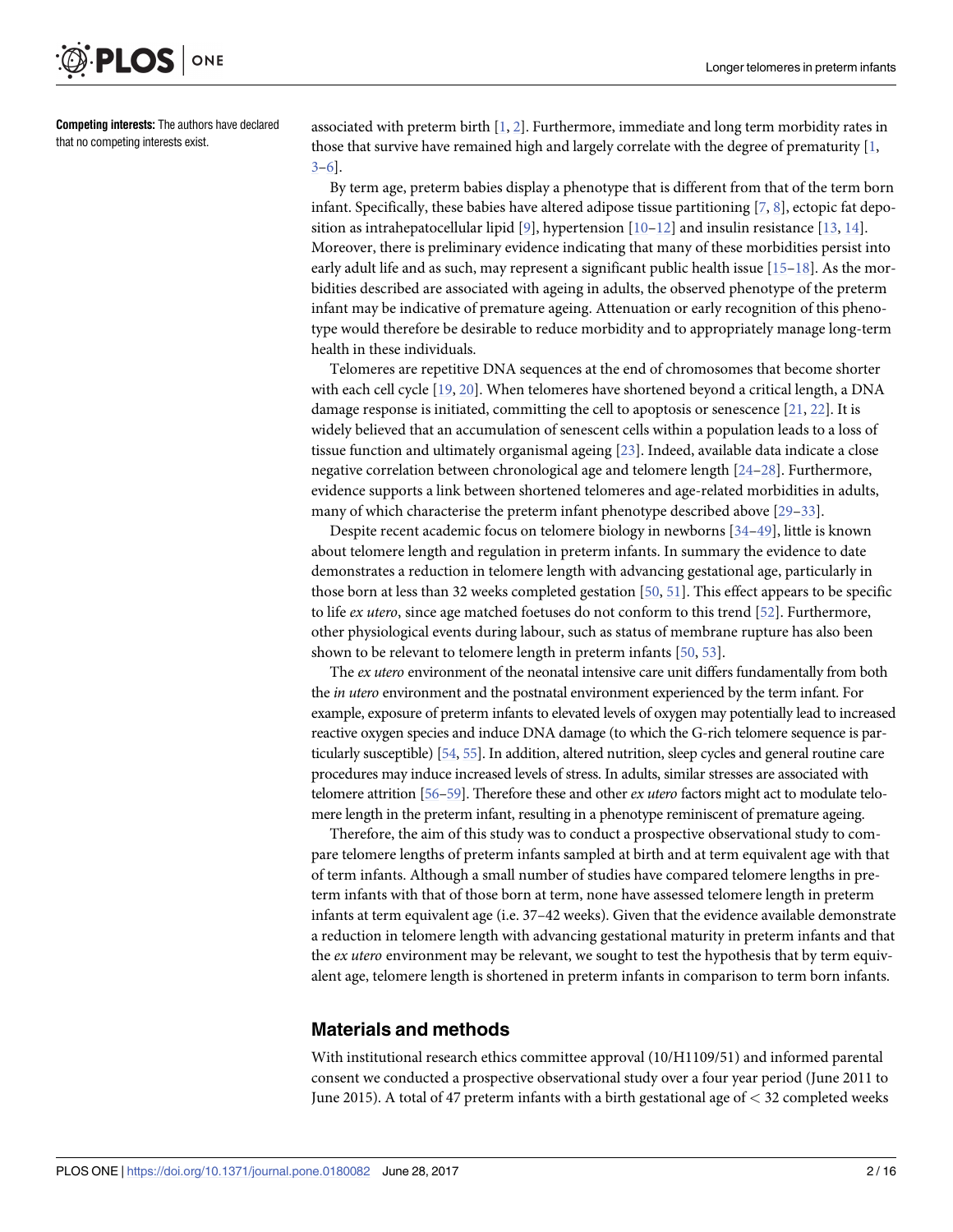**Competing interests:** The authors have declared that no competing interests exist.

associated with preterm birth [1, 2]. Furthermore, immediate and long term morbidity rates in those that survive have remained high and largely correlate with the degree of prematurity [1, 3–6].

By term age, preterm babies display a phenotype that is different from that of the term born infant. Specifically, these babies have altered adipose tissue partitioning [7, 8], ectopic fat deposition as intrahepatocellular lipid [9], hypertension [10–12] and insulin resistance [13, 14]. Moreover, there is preliminary evidence indicating that many of these morbidities persist into early adult life and as such, may represent a significant public health issue [15–18]. As the morbidities described are associated with ageing in adults, the observed phenotype of the preterm infant may be indicative of premature ageing. Attenuation or early recognition of this phenotype would therefore be desirable to reduce morbidity and to appropriately manage long-term health in these individuals.

Telomeres are repetitive DNA sequences at the end of chromosomes that become shorter with each cell cycle [19, 20]. When telomeres have shortened beyond a critical length, a DNA damage response is initiated, committing the cell to apoptosis or senescence [21, 22]. It is widely believed that an accumulation of senescent cells within a population leads to a loss of tissue function and ultimately organismal ageing [23]. Indeed, available data indicate a close negative correlation between chronological age and telomere length [24–28]. Furthermore, evidence supports a link between shortened telomeres and age-related morbidities in adults, many of which characterise the preterm infant phenotype described above [29–33].

Despite recent academic focus on telomere biology in newborns [34–49], little is known about telomere length and regulation in preterm infants. In summary the evidence to date demonstrates a reduction in telomere length with advancing gestational age, particularly in those born at less than 32 weeks completed gestation [50, 51]. This effect appears to be specific to life *ex utero*, since age matched foetuses do not conform to this trend [52]. Furthermore, other physiological events during labour, such as status of membrane rupture has also been shown to be relevant to telomere length in preterm infants [50, 53].

The *ex utero* environment of the neonatal intensive care unit differs fundamentally from both the *in utero* environment and the postnatal environment experienced by the term infant. For example, exposure of preterm infants to elevated levels of oxygen may potentially lead to increased reactive oxygen species and induce DNA damage (to which the G-rich telomere sequence is particularly susceptible) [54, 55]. In addition, altered nutrition, sleep cycles and general routine care procedures may induce increased levels of stress. In adults, similar stresses are associated with telomere attrition [56–59]. Therefore these and other *ex utero* factors might act to modulate telomere length in the preterm infant, resulting in a phenotype reminiscent of premature ageing.

Therefore, the aim of this study was to conduct a prospective observational study to compare telomere lengths of preterm infants sampled at birth and at term equivalent age with that of term infants. Although a small number of studies have compared telomere lengths in preterm infants with that of those born at term, none have assessed telomere length in preterm infants at term equivalent age (i.e. 37–42 weeks). Given that the evidence available demonstrate a reduction in telomere length with advancing gestational maturity in preterm infants and that the *ex utero* environment may be relevant, we sought to test the hypothesis that by term equivalent age, telomere length is shortened in preterm infants in comparison to term born infants.

## Materials and methods

With institutional research ethics committee approval (10/H1109/51) and informed parental consent we conducted a prospective observational study over a four year period (June 2011 to June 2015). A total of 47 preterm infants with a birth gestational age of < 32 completed weeks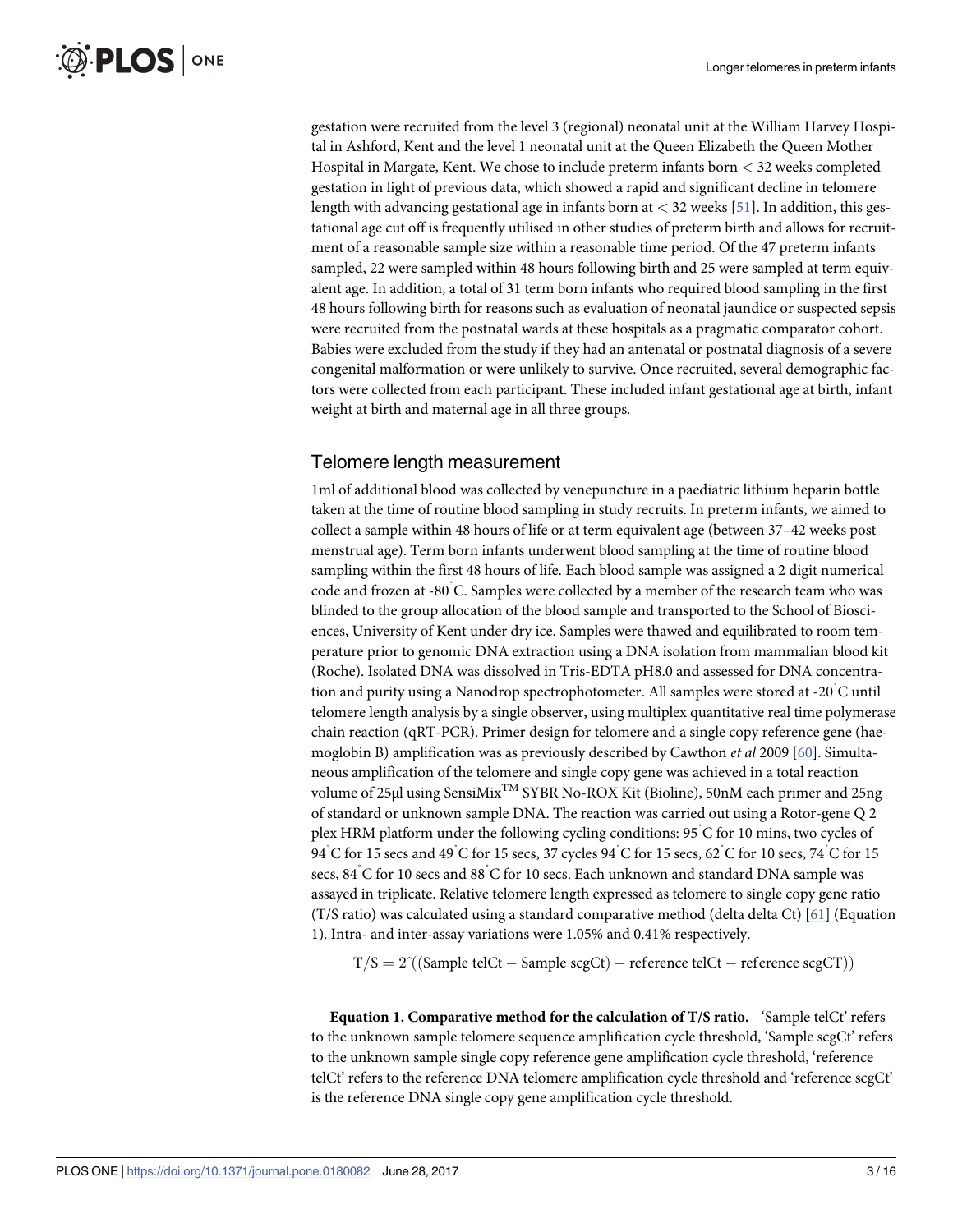gestation were recruited from the level 3 (regional) neonatal unit at the William Harvey Hospital in Ashford, Kent and the level 1 neonatal unit at the Queen Elizabeth the Queen Mother Hospital in Margate, Kent. We chose to include preterm infants born < 32 weeks completed gestation in light of previous data, which showed a rapid and significant decline in telomere length with advancing gestational age in infants born at < 32 weeks [51]. In addition, this gestational age cut off is frequently utilised in other studies of preterm birth and allows for recruitment of a reasonable sample size within a reasonable time period. Of the 47 preterm infants sampled, 22 were sampled within 48 hours following birth and 25 were sampled at term equivalent age. In addition, a total of 31 term born infants who required blood sampling in the first 48 hours following birth for reasons such as evaluation of neonatal jaundice or suspected sepsis were recruited from the postnatal wards at these hospitals as a pragmatic comparator cohort. Babies were excluded from the study if they had an antenatal or postnatal diagnosis of a severe congenital malformation or were unlikely to survive. Once recruited, several demographic factors were collected from each participant. These included infant gestational age at birth, infant weight at birth and maternal age in all three groups.

## Telomere length measurement

1ml of additional blood was collected by venepuncture in a paediatric lithium heparin bottle taken at the time of routine blood sampling in study recruits. In preterm infants, we aimed to collect a sample within 48 hours of life or at term equivalent age (between 37–42 weeks post menstrual age). Term born infants underwent blood sampling at the time of routine blood sampling within the first 48 hours of life. Each blood sample was assigned a 2 digit numerical code and frozen at -80°C. Samples were collected by a member of the research team who was blinded to the group allocation of the blood sample and transported to the School of Biosciences, University of Kent under dry ice. Samples were thawed and equilibrated to room temperature prior to genomic DNA extraction using a DNA isolation from mammalian blood kit (Roche). Isolated DNA was dissolved in Tris-EDTA pH8.0 and assessed for DNA concentration and purity using a Nanodrop spectrophotometer. All samples were stored at -20°C until telomere length analysis by a single observer, using multiplex quantitative real time polymerase chain reaction (qRT-PCR). Primer design for telomere and a single copy reference gene (haemoglobin B) amplification was as previously described by Cawthon *et al* 2009 [60]. Simultaneous amplification of the telomere and single copy gene was achieved in a total reaction volume of 25μl using SensiMix™ SYBR No-ROX Kit (Bioline), 50nM each primer and 25ng of standard or unknown sample DNA. The reaction was carried out using a Rotor-gene Q 2 plex HRM platform under the following cycling conditions: 95°C for 10 mins, two cycles of 94°C for 15 secs and 49°C for 15 secs, 37 cycles 94°C for 15 secs, 62°C for 10 secs, 74°C for 15 secs, 84°C for 10 secs and 88°C for 10 secs. Each unknown and standard DNA sample was assayed in triplicate. Relative telomere length expressed as telomere to single copy gene ratio (T/S ratio) was calculated using a standard comparative method (delta delta Ct) [61] (Equation 1). Intra- and inter-assay variations were 1.05% and 0.41% respectively.

$$T/S = 2\hat{}((\text{Sample telCt} - \text{Sample scgCt}) - \text{reference telCt} - \text{reference scgCT}))$$

**Equation 1. Comparative method for the calculation of T/S ratio.** 'Sample telCt' refers to the unknown sample telomere sequence amplification cycle threshold, 'Sample scgCt' refers to the unknown sample single copy reference gene amplification cycle threshold, 'reference telCt' refers to the reference DNA telomere amplification cycle threshold and 'reference scgCt' is the reference DNA single copy gene amplification cycle threshold.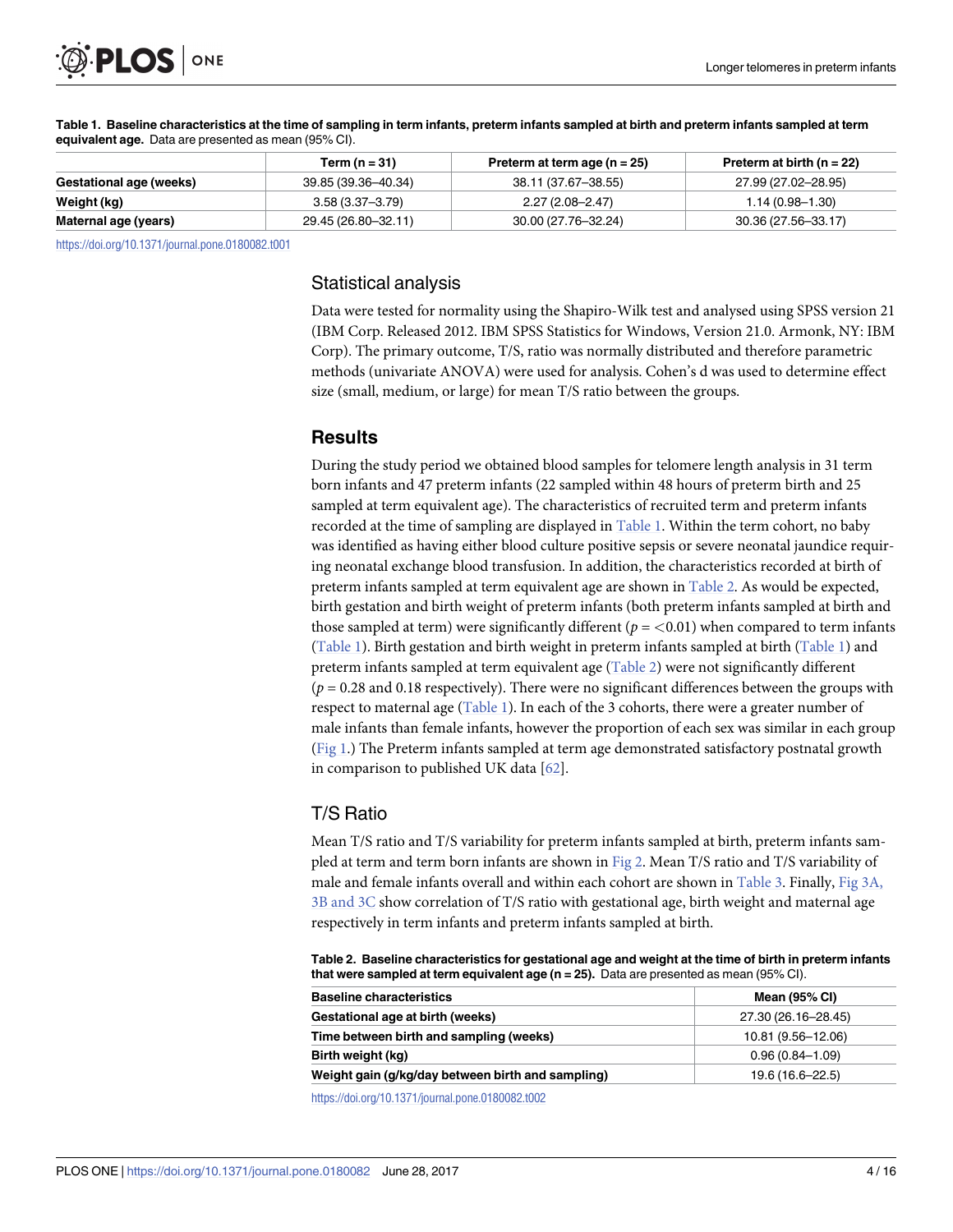**Table 1. Baseline characteristics at the time of sampling in term infants, preterm infants sampled at birth and preterm infants sampled at term equivalent age.** Data are presented as mean (95% CI).

| | Term (n = 31) | Preterm at term age (n = 25) | Preterm at birth (n = 22) |
|---|---|---|---|
| **Gestational age (weeks)** | 39.85 (39.36–40.34) | 38.11 (37.67–38.55) | 27.99 (27.02–28.95) |
| **Weight (kg)** | 3.58 (3.37–3.79) | 2.27 (2.08–2.47) | 1.14 (0.98–1.30) |
| **Maternal age (years)** | 29.45 (26.80–32.11) | 30.00 (27.76–32.24) | 30.36 (27.56–33.17) |

https://doi.org/10.1371/journal.pone.0180082.t001

## Statistical analysis

Data were tested for normality using the Shapiro-Wilk test and analysed using SPSS version 21 (IBM Corp. Released 2012. IBM SPSS Statistics for Windows, Version 21.0. Armonk, NY: IBM Corp). The primary outcome, T/S, ratio was normally distributed and therefore parametric methods (univariate ANOVA) were used for analysis. Cohen's d was used to determine effect size (small, medium, or large) for mean T/S ratio between the groups.

# Results

During the study period we obtained blood samples for telomere length analysis in 31 term born infants and 47 preterm infants (22 sampled within 48 hours of preterm birth and 25 sampled at term equivalent age). The characteristics of recruited term and preterm infants recorded at the time of sampling are displayed in Table 1. Within the term cohort, no baby was identified as having either blood culture positive sepsis or severe neonatal jaundice requiring neonatal exchange blood transfusion. In addition, the characteristics recorded at birth of preterm infants sampled at term equivalent age are shown in Table 2. As would be expected, birth gestation and birth weight of preterm infants (both preterm infants sampled at birth and those sampled at term) were significantly different ($p = <0.01$) when compared to term infants (Table 1). Birth gestation and birth weight in preterm infants sampled at birth (Table 1) and preterm infants sampled at term equivalent age (Table 2) were not significantly different ($p = 0.28$ and 0.18 respectively). There were no significant differences between the groups with respect to maternal age (Table 1). In each of the 3 cohorts, there were a greater number of male infants than female infants, however the proportion of each sex was similar in each group (Fig 1.) The Preterm infants sampled at term age demonstrated satisfactory postnatal growth in comparison to published UK data [62].

## T/S Ratio

Mean T/S ratio and T/S variability for preterm infants sampled at birth, preterm infants sampled at term and term born infants are shown in Fig 2. Mean T/S ratio and T/S variability of male and female infants overall and within each cohort are shown in Table 3. Finally, Fig 3A, 3B and 3C show correlation of T/S ratio with gestational age, birth weight and maternal age respectively in term infants and preterm infants sampled at birth.

**Table 2. Baseline characteristics for gestational age and weight at the time of birth in preterm infants that were sampled at term equivalent age (n = 25).** Data are presented as mean (95% CI).

| Baseline characteristics | Mean (95% CI) |
|---|---|
| **Gestational age at birth (weeks)** | 27.30 (26.16–28.45) |
| **Time between birth and sampling (weeks)** | 10.81 (9.56–12.06) |
| **Birth weight (kg)** | 0.96 (0.84–1.09) |
| **Weight gain (g/kg/day between birth and sampling)** | 19.6 (16.6–22.5) |

https://doi.org/10.1371/journal.pone.0180082.t002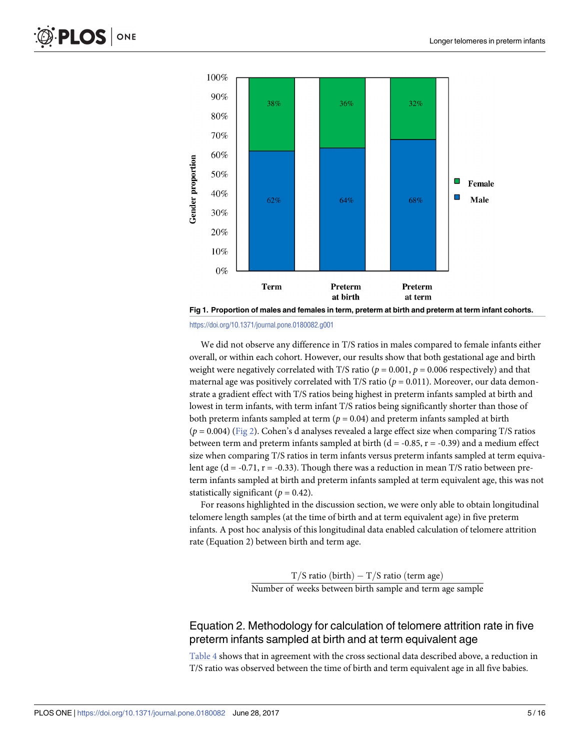Fig 1. Proportion of males and females in term, preterm at birth and preterm at term infant cohorts.

https://doi.org/10.1371/journal.pone.0180082.g001

We did not observe any difference in T/S ratios in males compared to female infants either overall, or within each cohort. However, our results show that both gestational age and birth weight were negatively correlated with T/S ratio ($p = 0.001$, $p = 0.006$ respectively) and that maternal age was positively correlated with T/S ratio ($p = 0.011$). Moreover, our data demonstrate a gradient effect with T/S ratios being highest in preterm infants sampled at birth and lowest in term infants, with term infant T/S ratios being significantly shorter than those of both preterm infants sampled at term ($p = 0.04$) and preterm infants sampled at birth ($p = 0.004$) (Fig 2). Cohen's d analyses revealed a large effect size when comparing T/S ratios between term and preterm infants sampled at birth (d = -0.85, r = -0.39) and a medium effect size when comparing T/S ratios in term infants versus preterm infants sampled at term equivalent age (d = -0.71, r = -0.33). Though there was a reduction in mean T/S ratio between preterm infants sampled at birth and preterm infants sampled at term equivalent age, this was not statistically significant ($p = 0.42$).

For reasons highlighted in the discussion section, we were only able to obtain longitudinal telomere length samples (at the time of birth and at term equivalent age) in five preterm infants. A post hoc analysis of this longitudinal data enabled calculation of telomere attrition rate (Equation 2) between birth and term age.

$$\frac{\text{T/S ratio (birth)} - \text{T/S ratio (term age)}}{\text{Number of weeks between birth sample and term age sample}}$$

## Equation 2. Methodology for calculation of telomere attrition rate in five preterm infants sampled at birth and at term equivalent age

Table 4 shows that in agreement with the cross sectional data described above, a reduction in T/S ratio was observed between the time of birth and term equivalent age in all five babies.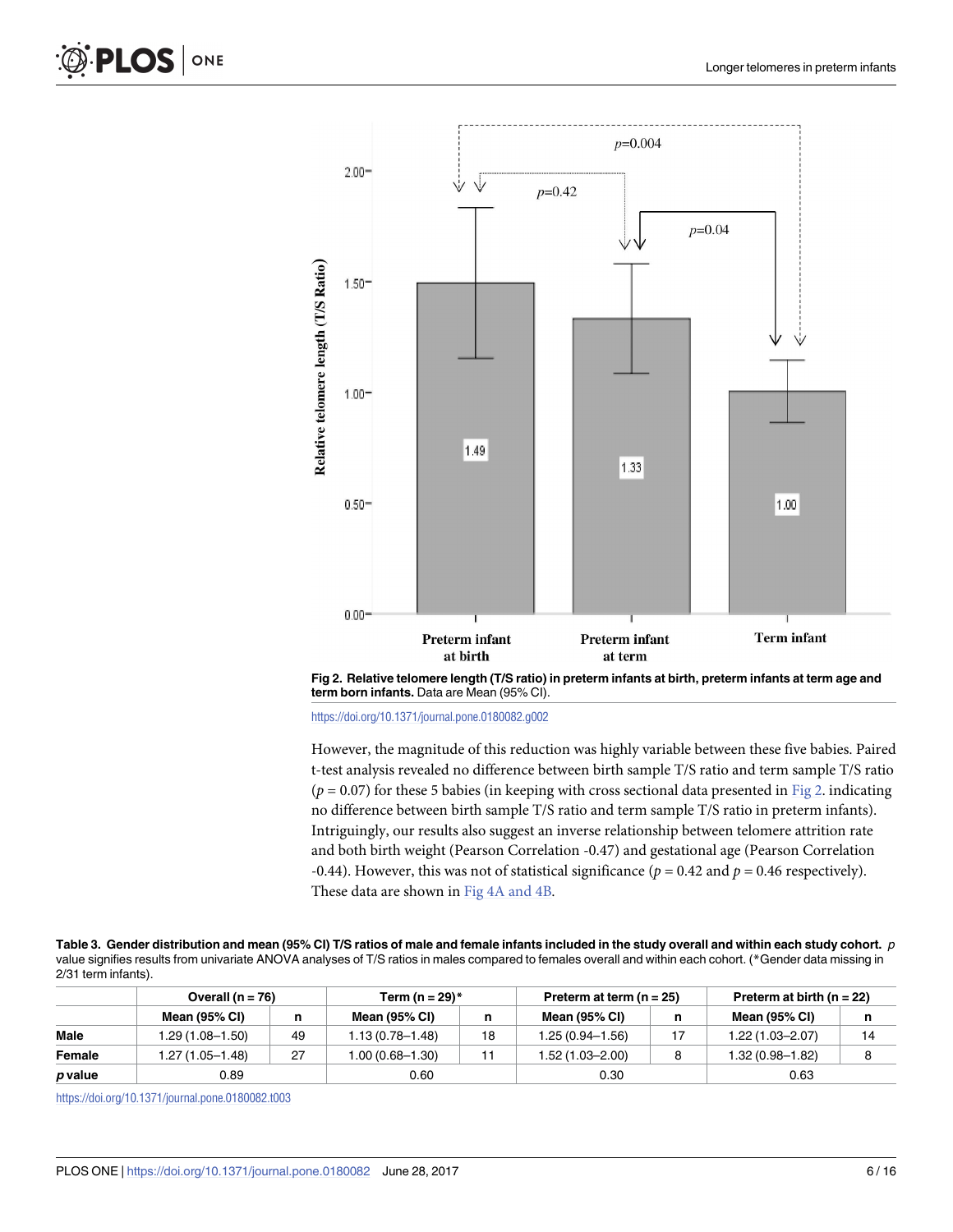**Fig 2. Relative telomere length (T/S ratio) in preterm infants at birth, preterm infants at term age and term born infants.** Data are Mean (95% CI).

https://doi.org/10.1371/journal.pone.0180082.g002

However, the magnitude of this reduction was highly variable between these five babies. Paired t-test analysis revealed no difference between birth sample T/S ratio and term sample T/S ratio ($p = 0.07$) for these 5 babies (in keeping with cross sectional data presented in Fig 2. indicating no difference between birth sample T/S ratio and term sample T/S ratio in preterm infants). Intriguingly, our results also suggest an inverse relationship between telomere attrition rate and both birth weight (Pearson Correlation -0.47) and gestational age (Pearson Correlation -0.44). However, this was not of statistical significance ($p = 0.42$ and $p = 0.46$ respectively). These data are shown in Fig 4A and 4B.

**Table 3. Gender distribution and mean (95% CI) T/S ratios of male and female infants included in the study overall and within each study cohort.** *p* value signifies results from univariate ANOVA analyses of T/S ratios in males compared to females overall and within each cohort. (*Gender data missing in 2/31 term infants).

| | Overall (n = 76) | | Term (n = 29)* | | Preterm at term (n = 25) | | Preterm at birth (n = 22) | |
|---|---|---|---|---|---|---|---|---|
| | Mean (95% CI) | n | Mean (95% CI) | n | Mean (95% CI) | n | Mean (95% CI) | n |
| **Male** | 1.29 (1.08–1.50) | 49 | 1.13 (0.78–1.48) | 18 | 1.25 (0.94–1.56) | 17 | 1.22 (1.03–2.07) | 14 |
| **Female** | 1.27 (1.05–1.48) | 27 | 1.00 (0.68–1.30) | 11 | 1.52 (1.03–2.00) | 8 | 1.32 (0.98–1.82) | 8 |
| ***p* value** | 0.89 | | 0.60 | | 0.30 | | 0.63 | |

https://doi.org/10.1371/journal.pone.0180082.t003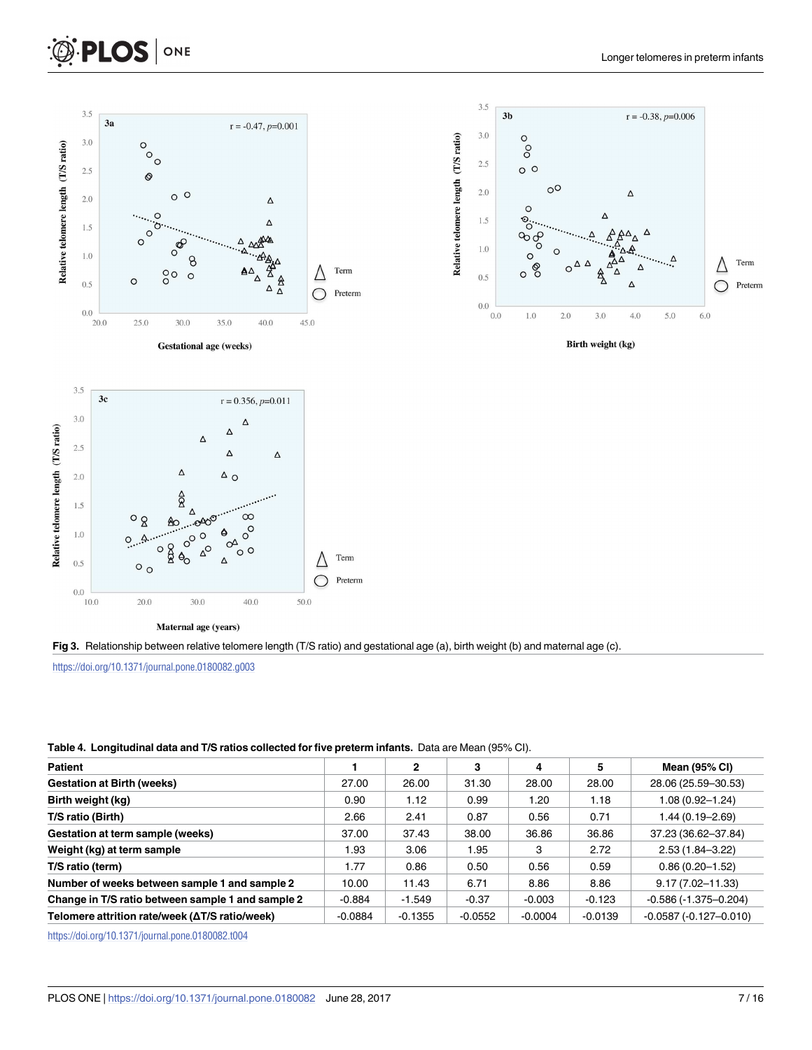**Fig 3.** Relationship between relative telomere length (T/S ratio) and gestational age (a), birth weight (b) and maternal age (c).

https://doi.org/10.1371/journal.pone.0180082.g003

**Table 4. Longitudinal data and T/S ratios collected for five preterm infants.** Data are Mean (95% CI).

| Patient | 1 | 2 | 3 | 4 | 5 | Mean (95% CI) |
|---|---|---|---|---|---|---|
| Gestation at Birth (weeks) | 27.00 | 26.00 | 31.30 | 28.00 | 28.00 | 28.06 (25.59–30.53) |
| Birth weight (kg) | 0.90 | 1.12 | 0.99 | 1.20 | 1.18 | 1.08 (0.92–1.24) |
| T/S ratio (Birth) | 2.66 | 2.41 | 0.87 | 0.56 | 0.71 | 1.44 (0.19–2.69) |
| Gestation at term sample (weeks) | 37.00 | 37.43 | 38.00 | 36.86 | 36.86 | 37.23 (36.62–37.84) |
| Weight (kg) at term sample | 1.93 | 3.06 | 1.95 | 3 | 2.72 | 2.53 (1.84–3.22) |
| T/S ratio (term) | 1.77 | 0.86 | 0.50 | 0.56 | 0.59 | 0.86 (0.20–1.52) |
| Number of weeks between sample 1 and sample 2 | 10.00 | 11.43 | 6.71 | 8.86 | 8.86 | 9.17 (7.02–11.33) |
| Change in T/S ratio between sample 1 and sample 2 | -0.884 | -1.549 | -0.37 | -0.003 | -0.123 | -0.586 (-1.375–0.204) |
| Telomere attrition rate/week (ΔT/S ratio/week) | -0.0884 | -0.1355 | -0.0552 | -0.0004 | -0.0139 | -0.0587 (-0.127–0.010) |

https://doi.org/10.1371/journal.pone.0180082.t004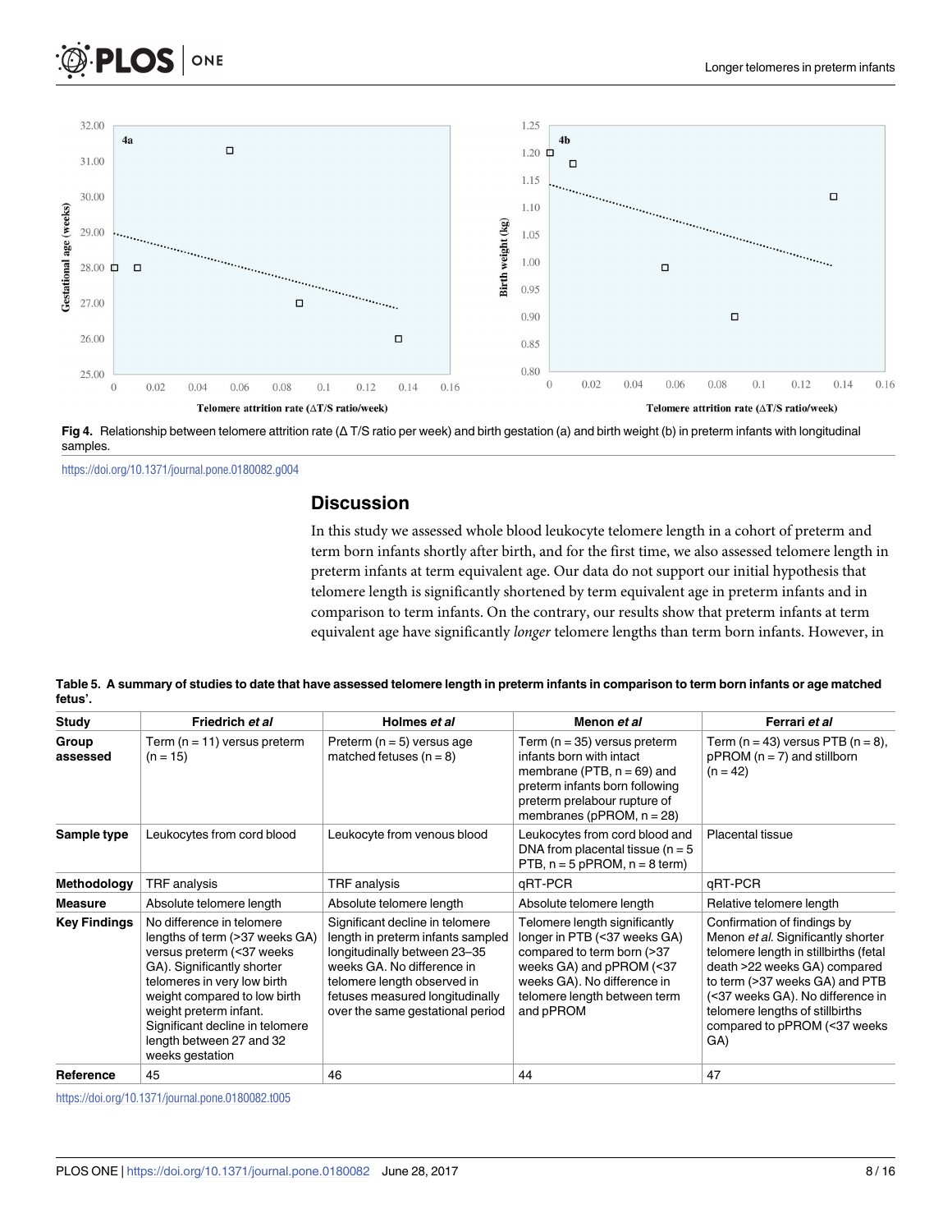Fig 4. Relationship between telomere attrition rate (Δ T/S ratio per week) and birth gestation (a) and birth weight (b) in preterm infants with longitudinal samples.

https://doi.org/10.1371/journal.pone.0180082.g004

## Discussion

In this study we assessed whole blood leukocyte telomere length in a cohort of preterm and term born infants shortly after birth, and for the first time, we also assessed telomere length in preterm infants at term equivalent age. Our data do not support our initial hypothesis that telomere length is significantly shortened by term equivalent age in preterm infants and in comparison to term infants. On the contrary, our results show that preterm infants at term equivalent age have significantly *longer* telomere lengths than term born infants. However, in

**Table 5. A summary of studies to date that have assessed telomere length in preterm infants in comparison to term born infants or age matched fetus'.**

| Study | Friedrich *et al* | Holmes *et al* | Menon *et al* | Ferrari *et al* |
|---|---|---|---|---|
| **Group assessed** | Term (n = 11) versus preterm (n = 15) | Preterm (n = 5) versus age matched fetuses (n = 8) | Term (n = 35) versus preterm infants born with intact membrane (PTB, n = 69) and preterm infants born following preterm prelabour rupture of membranes (pPROM, n = 28) | Term (n = 43) versus PTB (n = 8), pPROM (n = 7) and stillborn (n = 42) |
| **Sample type** | Leukocytes from cord blood | Leukocyte from venous blood | Leukocytes from cord blood and DNA from placental tissue (n = 5 PTB, n = 5 pPROM, n = 8 term) | Placental tissue |
| **Methodology** | TRF analysis | TRF analysis | qRT-PCR | qRT-PCR |
| **Measure** | Absolute telomere length | Absolute telomere length | Absolute telomere length | Relative telomere length |
| **Key Findings** | No difference in telomere lengths of term (>37 weeks GA) versus preterm (<37 weeks GA). Significantly shorter telomeres in very low birth weight compared to low birth weight preterm infant. Significant decline in telomere length between 27 and 32 weeks gestation | Significant decline in telomere length in preterm infants sampled longitudinally between 23–35 weeks GA. No difference in telomere length observed in fetuses measured longitudinally over the same gestational period | Telomere length significantly longer in PTB (<37 weeks GA) compared to term born (>37 weeks GA) and pPROM (<37 weeks GA). No difference in telomere length between term and pPROM | Confirmation of findings by Menon *et al*. Significantly shorter telomere length in stillbirths (fetal death >22 weeks GA) compared to term (>37 weeks GA) and PTB (<37 weeks GA). No difference in telomere lengths of stillbirths compared to pPROM (<37 weeks GA) |
| **Reference** | 45 | 46 | 44 | 47 |

https://doi.org/10.1371/journal.pone.0180082.t005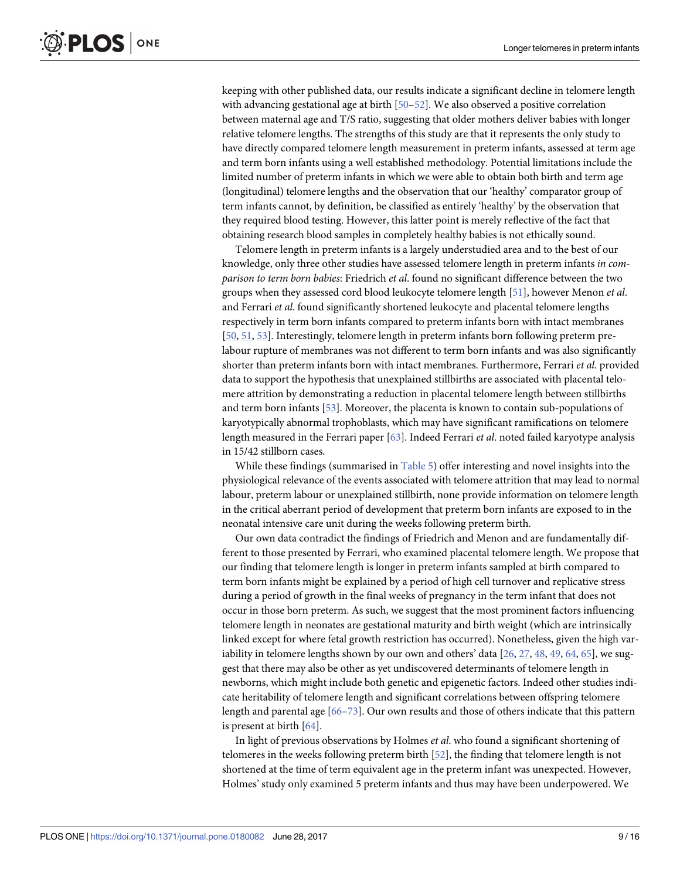keeping with other published data, our results indicate a significant decline in telomere length with advancing gestational age at birth [50–52]. We also observed a positive correlation between maternal age and T/S ratio, suggesting that older mothers deliver babies with longer relative telomere lengths. The strengths of this study are that it represents the only study to have directly compared telomere length measurement in preterm infants, assessed at term age and term born infants using a well established methodology. Potential limitations include the limited number of preterm infants in which we were able to obtain both birth and term age (longitudinal) telomere lengths and the observation that our 'healthy' comparator group of term infants cannot, by definition, be classified as entirely 'healthy' by the observation that they required blood testing. However, this latter point is merely reflective of the fact that obtaining research blood samples in completely healthy babies is not ethically sound.

Telomere length in preterm infants is a largely understudied area and to the best of our knowledge, only three other studies have assessed telomere length in preterm infants *in comparison to term born babies*: Friedrich *et al*. found no significant difference between the two groups when they assessed cord blood leukocyte telomere length [51], however Menon *et al*. and Ferrari *et al*. found significantly shortened leukocyte and placental telomere lengths respectively in term born infants compared to preterm infants born with intact membranes [50, 51, 53]. Interestingly, telomere length in preterm infants born following preterm prelabour rupture of membranes was not different to term born infants and was also significantly shorter than preterm infants born with intact membranes. Furthermore, Ferrari *et al*. provided data to support the hypothesis that unexplained stillbirths are associated with placental telomere attrition by demonstrating a reduction in placental telomere length between stillbirths and term born infants [53]. Moreover, the placenta is known to contain sub-populations of karyotypically abnormal trophoblasts, which may have significant ramifications on telomere length measured in the Ferrari paper [63]. Indeed Ferrari *et al*. noted failed karyotype analysis in 15/42 stillborn cases.

While these findings (summarised in Table 5) offer interesting and novel insights into the physiological relevance of the events associated with telomere attrition that may lead to normal labour, preterm labour or unexplained stillbirth, none provide information on telomere length in the critical aberrant period of development that preterm born infants are exposed to in the neonatal intensive care unit during the weeks following preterm birth.

Our own data contradict the findings of Friedrich and Menon and are fundamentally different to those presented by Ferrari, who examined placental telomere length. We propose that our finding that telomere length is longer in preterm infants sampled at birth compared to term born infants might be explained by a period of high cell turnover and replicative stress during a period of growth in the final weeks of pregnancy in the term infant that does not occur in those born preterm. As such, we suggest that the most prominent factors influencing telomere length in neonates are gestational maturity and birth weight (which are intrinsically linked except for where fetal growth restriction has occurred). Nonetheless, given the high variability in telomere lengths shown by our own and others' data [26, 27, 48, 49, 64, 65], we suggest that there may also be other as yet undiscovered determinants of telomere length in newborns, which might include both genetic and epigenetic factors. Indeed other studies indicate heritability of telomere length and significant correlations between offspring telomere length and parental age [66–73]. Our own results and those of others indicate that this pattern is present at birth [64].

In light of previous observations by Holmes *et al*. who found a significant shortening of telomeres in the weeks following preterm birth [52], the finding that telomere length is not shortened at the time of term equivalent age in the preterm infant was unexpected. However, Holmes' study only examined 5 preterm infants and thus may have been underpowered. We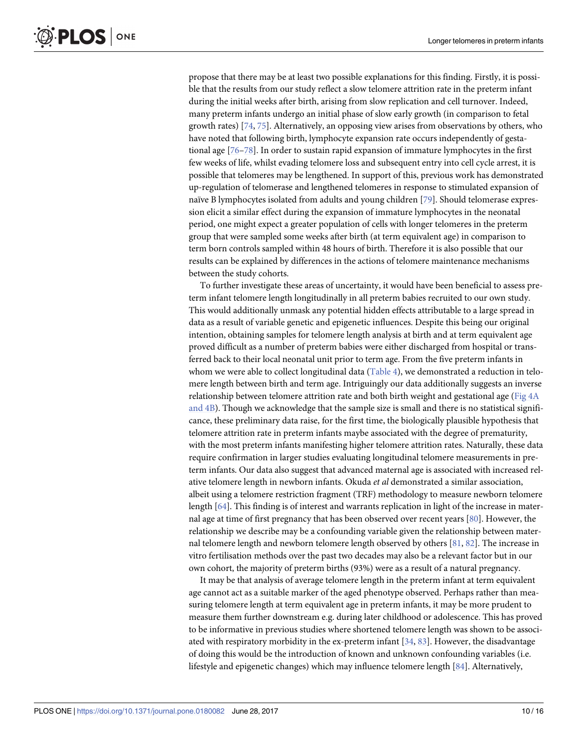propose that there may be at least two possible explanations for this finding. Firstly, it is possible that the results from our study reflect a slow telomere attrition rate in the preterm infant during the initial weeks after birth, arising from slow replication and cell turnover. Indeed, many preterm infants undergo an initial phase of slow early growth (in comparison to fetal growth rates) [74, 75]. Alternatively, an opposing view arises from observations by others, who have noted that following birth, lymphocyte expansion rate occurs independently of gestational age [76–78]. In order to sustain rapid expansion of immature lymphocytes in the first few weeks of life, whilst evading telomere loss and subsequent entry into cell cycle arrest, it is possible that telomeres may be lengthened. In support of this, previous work has demonstrated up-regulation of telomerase and lengthened telomeres in response to stimulated expansion of naïve B lymphocytes isolated from adults and young children [79]. Should telomerase expression elicit a similar effect during the expansion of immature lymphocytes in the neonatal period, one might expect a greater population of cells with longer telomeres in the preterm group that were sampled some weeks after birth (at term equivalent age) in comparison to term born controls sampled within 48 hours of birth. Therefore it is also possible that our results can be explained by differences in the actions of telomere maintenance mechanisms between the study cohorts.

To further investigate these areas of uncertainty, it would have been beneficial to assess preterm infant telomere length longitudinally in all preterm babies recruited to our own study. This would additionally unmask any potential hidden effects attributable to a large spread in data as a result of variable genetic and epigenetic influences. Despite this being our original intention, obtaining samples for telomere length analysis at birth and at term equivalent age proved difficult as a number of preterm babies were either discharged from hospital or transferred back to their local neonatal unit prior to term age. From the five preterm infants in whom we were able to collect longitudinal data (Table 4), we demonstrated a reduction in telomere length between birth and term age. Intriguingly our data additionally suggests an inverse relationship between telomere attrition rate and both birth weight and gestational age (Fig 4A and 4B). Though we acknowledge that the sample size is small and there is no statistical significance, these preliminary data raise, for the first time, the biologically plausible hypothesis that telomere attrition rate in preterm infants maybe associated with the degree of prematurity, with the most preterm infants manifesting higher telomere attrition rates. Naturally, these data require confirmation in larger studies evaluating longitudinal telomere measurements in preterm infants. Our data also suggest that advanced maternal age is associated with increased relative telomere length in newborn infants. Okuda *et al* demonstrated a similar association, albeit using a telomere restriction fragment (TRF) methodology to measure newborn telomere length [64]. This finding is of interest and warrants replication in light of the increase in maternal age at time of first pregnancy that has been observed over recent years [80]. However, the relationship we describe may be a confounding variable given the relationship between maternal telomere length and newborn telomere length observed by others [81, 82]. The increase in vitro fertilisation methods over the past two decades may also be a relevant factor but in our own cohort, the majority of preterm births (93%) were as a result of a natural pregnancy.

It may be that analysis of average telomere length in the preterm infant at term equivalent age cannot act as a suitable marker of the aged phenotype observed. Perhaps rather than measuring telomere length at term equivalent age in preterm infants, it may be more prudent to measure them further downstream e.g. during later childhood or adolescence. This has proved to be informative in previous studies where shortened telomere length was shown to be associated with respiratory morbidity in the ex-preterm infant [34, 83]. However, the disadvantage of doing this would be the introduction of known and unknown confounding variables (i.e. lifestyle and epigenetic changes) which may influence telomere length [84]. Alternatively,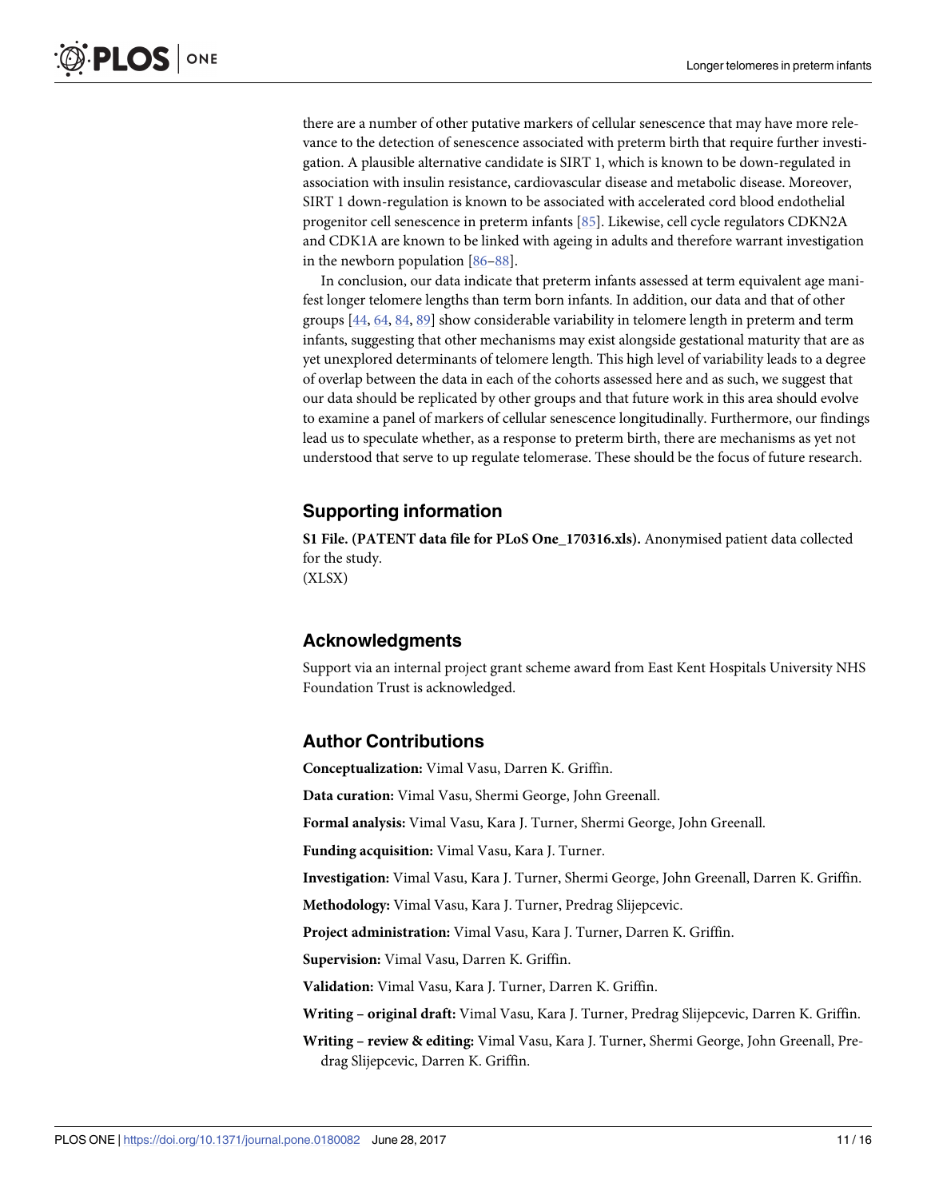there are a number of other putative markers of cellular senescence that may have more relevance to the detection of senescence associated with preterm birth that require further investigation. A plausible alternative candidate is SIRT 1, which is known to be down-regulated in association with insulin resistance, cardiovascular disease and metabolic disease. Moreover, SIRT 1 down-regulation is known to be associated with accelerated cord blood endothelial progenitor cell senescence in preterm infants [85]. Likewise, cell cycle regulators CDKN2A and CDK1A are known to be linked with ageing in adults and therefore warrant investigation in the newborn population [86–88].

In conclusion, our data indicate that preterm infants assessed at term equivalent age manifest longer telomere lengths than term born infants. In addition, our data and that of other groups [44, 64, 84, 89] show considerable variability in telomere length in preterm and term infants, suggesting that other mechanisms may exist alongside gestational maturity that are as yet unexplored determinants of telomere length. This high level of variability leads to a degree of overlap between the data in each of the cohorts assessed here and as such, we suggest that our data should be replicated by other groups and that future work in this area should evolve to examine a panel of markers of cellular senescence longitudinally. Furthermore, our findings lead us to speculate whether, as a response to preterm birth, there are mechanisms as yet not understood that serve to up regulate telomerase. These should be the focus of future research.

## Supporting information

**S1 File. (PATENT data file for PLoS One_170316.xls).** Anonymised patient data collected for the study.
(XLSX)

## Acknowledgments

Support via an internal project grant scheme award from East Kent Hospitals University NHS Foundation Trust is acknowledged.

## Author Contributions

**Conceptualization:** Vimal Vasu, Darren K. Griffin.

**Data curation:** Vimal Vasu, Shermi George, John Greenall.

**Formal analysis:** Vimal Vasu, Kara J. Turner, Shermi George, John Greenall.

**Funding acquisition:** Vimal Vasu, Kara J. Turner.

**Investigation:** Vimal Vasu, Kara J. Turner, Shermi George, John Greenall, Darren K. Griffin.

**Methodology:** Vimal Vasu, Kara J. Turner, Predrag Slijepcevic.

**Project administration:** Vimal Vasu, Kara J. Turner, Darren K. Griffin.

**Supervision:** Vimal Vasu, Darren K. Griffin.

**Validation:** Vimal Vasu, Kara J. Turner, Darren K. Griffin.

**Writing – original draft:** Vimal Vasu, Kara J. Turner, Predrag Slijepcevic, Darren K. Griffin.

**Writing – review & editing:** Vimal Vasu, Kara J. Turner, Shermi George, John Greenall, Predrag Slijepcevic, Darren K. Griffin.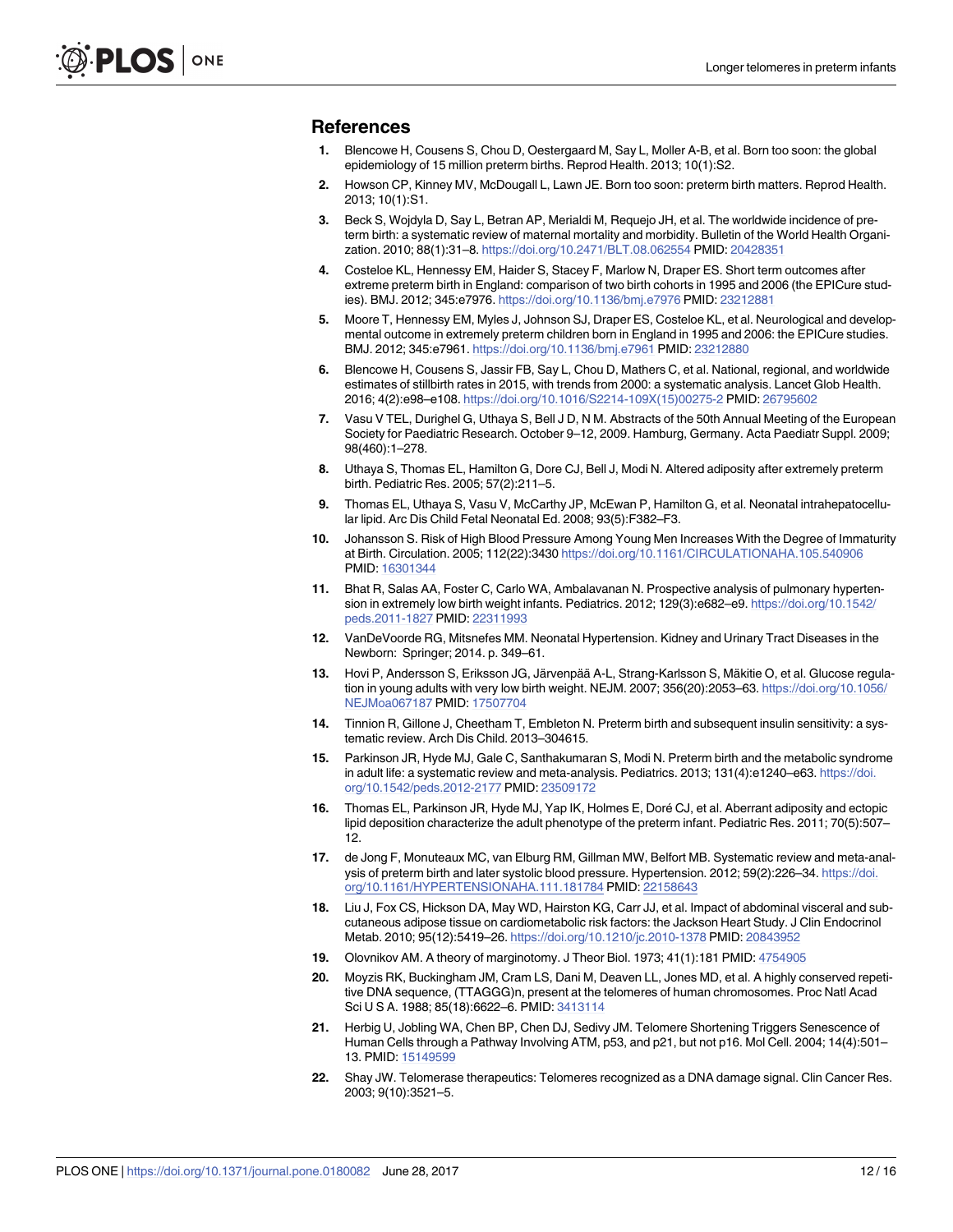## References

1. Blencowe H, Cousens S, Chou D, Oestergaard M, Say L, Moller A-B, et al. Born too soon: the global epidemiology of 15 million preterm births. Reprod Health. 2013; 10(1):S2.
2. Howson CP, Kinney MV, McDougall L, Lawn JE. Born too soon: preterm birth matters. Reprod Health. 2013; 10(1):S1.
3. Beck S, Wojdyla D, Say L, Betran AP, Merialdi M, Requejo JH, et al. The worldwide incidence of preterm birth: a systematic review of maternal mortality and morbidity. Bulletin of the World Health Organization. 2010; 88(1):31–8. https://doi.org/10.2471/BLT.08.062554 PMID: 20428351
4. Costeloe KL, Hennessy EM, Haider S, Stacey F, Marlow N, Draper ES. Short term outcomes after extreme preterm birth in England: comparison of two birth cohorts in 1995 and 2006 (the EPICure studies). BMJ. 2012; 345:e7976. https://doi.org/10.1136/bmj.e7976 PMID: 23212881
5. Moore T, Hennessy EM, Myles J, Johnson SJ, Draper ES, Costeloe KL, et al. Neurological and developmental outcome in extremely preterm children born in England in 1995 and 2006: the EPICure studies. BMJ. 2012; 345:e7961. https://doi.org/10.1136/bmj.e7961 PMID: 23212880
6. Blencowe H, Cousens S, Jassir FB, Say L, Chou D, Mathers C, et al. National, regional, and worldwide estimates of stillbirth rates in 2015, with trends from 2000: a systematic analysis. Lancet Glob Health. 2016; 4(2):e98–e108. https://doi.org/10.1016/S2214-109X(15)00275-2 PMID: 26795602
7. Vasu V TEL, Durighel G, Uthaya S, Bell J D, N M. Abstracts of the 50th Annual Meeting of the European Society for Paediatric Research. October 9–12, 2009. Hamburg, Germany. Acta Paediatr Suppl. 2009; 98(460):1–278.
8. Uthaya S, Thomas EL, Hamilton G, Dore CJ, Bell J, Modi N. Altered adiposity after extremely preterm birth. Pediatric Res. 2005; 57(2):211–5.
9. Thomas EL, Uthaya S, Vasu V, McCarthy JP, McEwan P, Hamilton G, et al. Neonatal intrahepatocellular lipid. Arc Dis Child Fetal Neonatal Ed. 2008; 93(5):F382–F3.
10. Johansson S. Risk of High Blood Pressure Among Young Men Increases With the Degree of Immaturity at Birth. Circulation. 2005; 112(22):3430 https://doi.org/10.1161/CIRCULATIONAHA.105.540906 PMID: 16301344
11. Bhat R, Salas AA, Foster C, Carlo WA, Ambalavanan N. Prospective analysis of pulmonary hypertension in extremely low birth weight infants. Pediatrics. 2012; 129(3):e682–e9. https://doi.org/10.1542/peds.2011-1827 PMID: 22311993
12. VanDeVoorde RG, Mitsnefes MM. Neonatal Hypertension. Kidney and Urinary Tract Diseases in the Newborn: Springer; 2014. p. 349–61.
13. Hovi P, Andersson S, Eriksson JG, Järvenpää A-L, Strang-Karlsson S, Mäkitie O, et al. Glucose regulation in young adults with very low birth weight. NEJM. 2007; 356(20):2053–63. https://doi.org/10.1056/NEJMoa067187 PMID: 17507704
14. Tinnion R, Gillone J, Cheetham T, Embleton N. Preterm birth and subsequent insulin sensitivity: a systematic review. Arch Dis Child. 2013–304615.
15. Parkinson JR, Hyde MJ, Gale C, Santhakumaran S, Modi N. Preterm birth and the metabolic syndrome in adult life: a systematic review and meta-analysis. Pediatrics. 2013; 131(4):e1240–e63. https://doi.org/10.1542/peds.2012-2177 PMID: 23509172
16. Thomas EL, Parkinson JR, Hyde MJ, Yap IK, Holmes E, Doré CJ, et al. Aberrant adiposity and ectopic lipid deposition characterize the adult phenotype of the preterm infant. Pediatric Res. 2011; 70(5):507–12.
17. de Jong F, Monuteaux MC, van Elburg RM, Gillman MW, Belfort MB. Systematic review and meta-analysis of preterm birth and later systolic blood pressure. Hypertension. 2012; 59(2):226–34. https://doi.org/10.1161/HYPERTENSIONAHA.111.181784 PMID: 22158643
18. Liu J, Fox CS, Hickson DA, May WD, Hairston KG, Carr JJ, et al. Impact of abdominal visceral and subcutaneous adipose tissue on cardiometabolic risk factors: the Jackson Heart Study. J Clin Endocrinol Metab. 2010; 95(12):5419–26. https://doi.org/10.1210/jc.2010-1378 PMID: 20843952
19. Olovnikov AM. A theory of marginotomy. J Theor Biol. 1973; 41(1):181 PMID: 4754905
20. Moyzis RK, Buckingham JM, Cram LS, Dani M, Deaven LL, Jones MD, et al. A highly conserved repetitive DNA sequence, (TTAGGG)n, present at the telomeres of human chromosomes. Proc Natl Acad Sci U S A. 1988; 85(18):6622–6. PMID: 3413114
21. Herbig U, Jobling WA, Chen BP, Chen DJ, Sedivy JM. Telomere Shortening Triggers Senescence of Human Cells through a Pathway Involving ATM, p53, and p21, but not p16. Mol Cell. 2004; 14(4):501–13. PMID: 15149599
22. Shay JW. Telomerase therapeutics: Telomeres recognized as a DNA damage signal. Clin Cancer Res. 2003; 9(10):3521–5.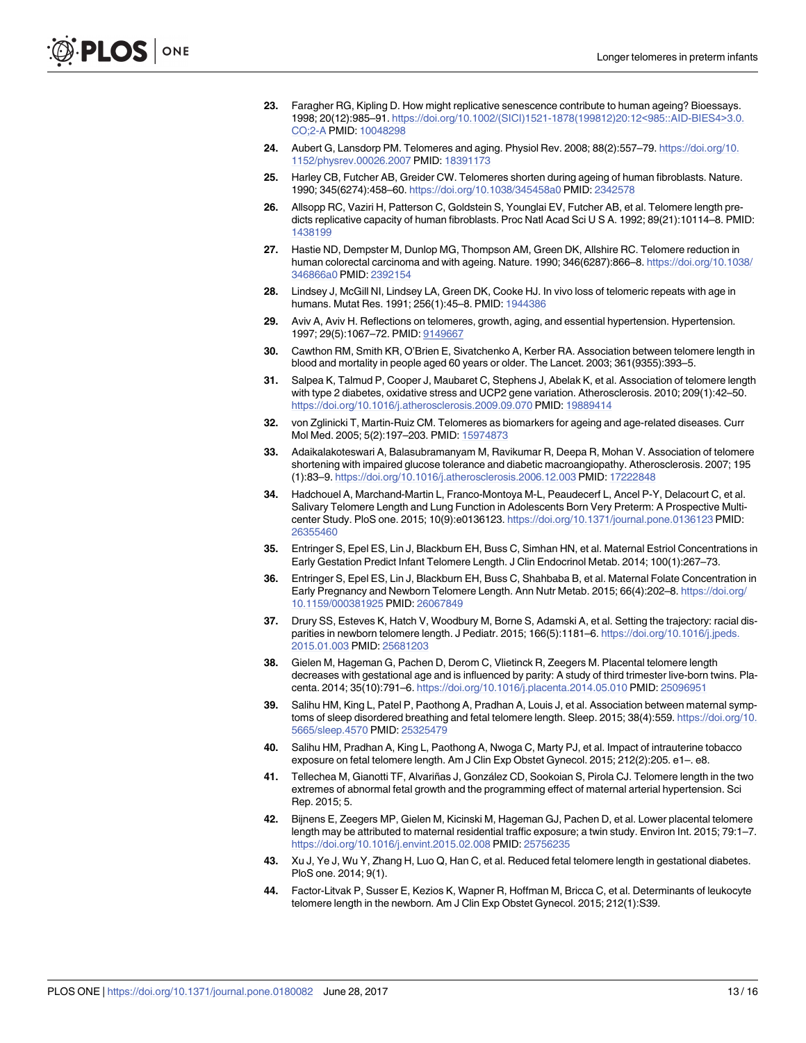23. Faragher RG, Kipling D. How might replicative senescence contribute to human ageing? Bioessays. 1998; 20(12):985–91. https://doi.org/10.1002/(SICI)1521-1878(199812)20:12<985::AID-BIES4>3.0.CO;2-A PMID: 10048298

24. Aubert G, Lansdorp PM. Telomeres and aging. Physiol Rev. 2008; 88(2):557–79. https://doi.org/10.1152/physrev.00026.2007 PMID: 18391173

25. Harley CB, Futcher AB, Greider CW. Telomeres shorten during ageing of human fibroblasts. Nature. 1990; 345(6274):458–60. https://doi.org/10.1038/345458a0 PMID: 2342578

26. Allsopp RC, Vaziri H, Patterson C, Goldstein S, Younglai EV, Futcher AB, et al. Telomere length predicts replicative capacity of human fibroblasts. Proc Natl Acad Sci U S A. 1992; 89(21):10114–8. PMID: 1438199

27. Hastie ND, Dempster M, Dunlop MG, Thompson AM, Green DK, Allshire RC. Telomere reduction in human colorectal carcinoma and with ageing. Nature. 1990; 346(6287):866–8. https://doi.org/10.1038/346866a0 PMID: 2392154

28. Lindsey J, McGill NI, Lindsey LA, Green DK, Cooke HJ. In vivo loss of telomeric repeats with age in humans. Mutat Res. 1991; 256(1):45–8. PMID: 1944386

29. Aviv A, Aviv H. Reflections on telomeres, growth, aging, and essential hypertension. Hypertension. 1997; 29(5):1067–72. PMID: 9149667

30. Cawthon RM, Smith KR, O'Brien E, Sivatchenko A, Kerber RA. Association between telomere length in blood and mortality in people aged 60 years or older. The Lancet. 2003; 361(9355):393–5.

31. Salpea K, Talmud P, Cooper J, Maubaret C, Stephens J, Abelak K, et al. Association of telomere length with type 2 diabetes, oxidative stress and UCP2 gene variation. Atherosclerosis. 2010; 209(1):42–50. https://doi.org/10.1016/j.atherosclerosis.2009.09.070 PMID: 19889414

32. von Zglinicki T, Martin-Ruiz CM. Telomeres as biomarkers for ageing and age-related diseases. Curr Mol Med. 2005; 5(2):197–203. PMID: 15974873

33. Adaikalakoteswari A, Balasubramanyam M, Ravikumar R, Deepa R, Mohan V. Association of telomere shortening with impaired glucose tolerance and diabetic macroangiopathy. Atherosclerosis. 2007; 195(1):83–9. https://doi.org/10.1016/j.atherosclerosis.2006.12.003 PMID: 17222848

34. Hadchouel A, Marchand-Martin L, Franco-Montoya M-L, Peaudecerf L, Ancel P-Y, Delacourt C, et al. Salivary Telomere Length and Lung Function in Adolescents Born Very Preterm: A Prospective Multicenter Study. PloS one. 2015; 10(9):e0136123. https://doi.org/10.1371/journal.pone.0136123 PMID: 26355460

35. Entringer S, Epel ES, Lin J, Blackburn EH, Buss C, Simhan HN, et al. Maternal Estriol Concentrations in Early Gestation Predict Infant Telomere Length. J Clin Endocrinol Metab. 2014; 100(1):267–73.

36. Entringer S, Epel ES, Lin J, Blackburn EH, Buss C, Shahbaba B, et al. Maternal Folate Concentration in Early Pregnancy and Newborn Telomere Length. Ann Nutr Metab. 2015; 66(4):202–8. https://doi.org/10.1159/000381925 PMID: 26067849

37. Drury SS, Esteves K, Hatch V, Woodbury M, Borne S, Adamski A, et al. Setting the trajectory: racial disparities in newborn telomere length. J Pediatr. 2015; 166(5):1181–6. https://doi.org/10.1016/j.jpeds.2015.01.003 PMID: 25681203

38. Gielen M, Hageman G, Pachen D, Derom C, Vlietinck R, Zeegers M. Placental telomere length decreases with gestational age and is influenced by parity: A study of third trimester live-born twins. Placenta. 2014; 35(10):791–6. https://doi.org/10.1016/j.placenta.2014.05.010 PMID: 25096951

39. Salihu HM, King L, Patel P, Paothong A, Pradhan A, Louis J, et al. Association between maternal symptoms of sleep disordered breathing and fetal telomere length. Sleep. 2015; 38(4):559. https://doi.org/10.5665/sleep.4570 PMID: 25325479

40. Salihu HM, Pradhan A, King L, Paothong A, Nwoga C, Marty PJ, et al. Impact of intrauterine tobacco exposure on fetal telomere length. Am J Clin Exp Obstet Gynecol. 2015; 212(2):205. e1–. e8.

41. Tellechea M, Gianotti TF, Alvariñas J, González CD, Sookoian S, Pirola CJ. Telomere length in the two extremes of abnormal fetal growth and the programming effect of maternal arterial hypertension. Sci Rep. 2015; 5.

42. Bijnens E, Zeegers MP, Gielen M, Kicinski M, Hageman GJ, Pachen D, et al. Lower placental telomere length may be attributed to maternal residential traffic exposure; a twin study. Environ Int. 2015; 79:1–7. https://doi.org/10.1016/j.envint.2015.02.008 PMID: 25756235

43. Xu J, Ye J, Wu Y, Zhang H, Luo Q, Han C, et al. Reduced fetal telomere length in gestational diabetes. PloS one. 2014; 9(1).

44. Factor-Litvak P, Susser E, Kezios K, Wapner R, Hoffman M, Bricca C, et al. Determinants of leukocyte telomere length in the newborn. Am J Clin Exp Obstet Gynecol. 2015; 212(1):S39.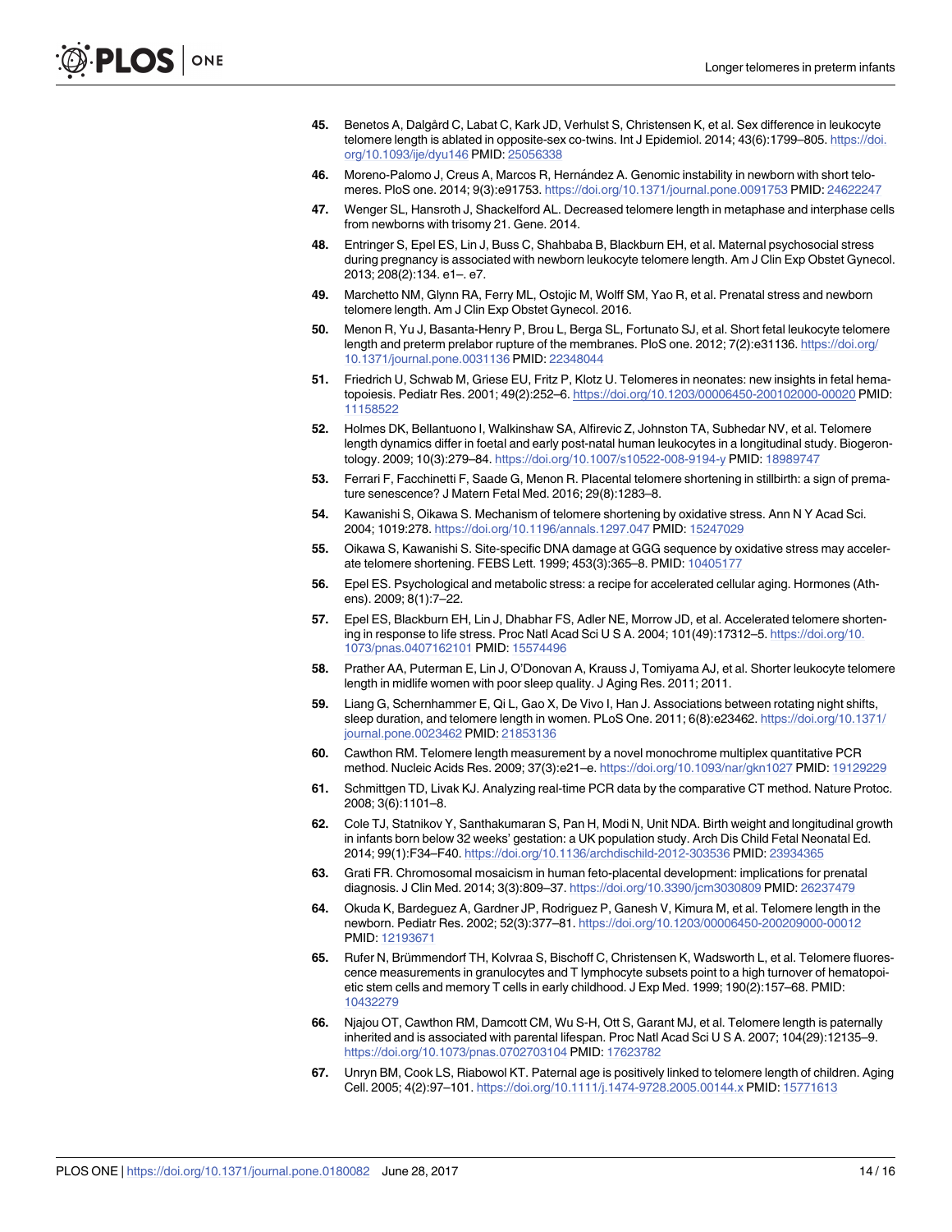45. Benetos A, Dalgård C, Labat C, Kark JD, Verhulst S, Christensen K, et al. Sex difference in leukocyte telomere length is ablated in opposite-sex co-twins. Int J Epidemiol. 2014; 43(6):1799–805. https://doi.org/10.1093/ije/dyu146 PMID: 25056338

46. Moreno-Palomo J, Creus A, Marcos R, Hernández A. Genomic instability in newborn with short telomeres. PloS one. 2014; 9(3):e91753. https://doi.org/10.1371/journal.pone.0091753 PMID: 24622247

47. Wenger SL, Hansroth J, Shackelford AL. Decreased telomere length in metaphase and interphase cells from newborns with trisomy 21. Gene. 2014.

48. Entringer S, Epel ES, Lin J, Buss C, Shahbaba B, Blackburn EH, et al. Maternal psychosocial stress during pregnancy is associated with newborn leukocyte telomere length. Am J Clin Exp Obstet Gynecol. 2013; 208(2):134. e1–. e7.

49. Marchetto NM, Glynn RA, Ferry ML, Ostojic M, Wolff SM, Yao R, et al. Prenatal stress and newborn telomere length. Am J Clin Exp Obstet Gynecol. 2016.

50. Menon R, Yu J, Basanta-Henry P, Brou L, Berga SL, Fortunato SJ, et al. Short fetal leukocyte telomere length and preterm prelabor rupture of the membranes. PloS one. 2012; 7(2):e31136. https://doi.org/10.1371/journal.pone.0031136 PMID: 22348044

51. Friedrich U, Schwab M, Griese EU, Fritz P, Klotz U. Telomeres in neonates: new insights in fetal hematopoiesis. Pediatr Res. 2001; 49(2):252–6. https://doi.org/10.1203/00006450-200102000-00020 PMID: 11158522

52. Holmes DK, Bellantuono I, Walkinshaw SA, Alfirevic Z, Johnston TA, Subhedar NV, et al. Telomere length dynamics differ in foetal and early post-natal human leukocytes in a longitudinal study. Biogerontology. 2009; 10(3):279–84. https://doi.org/10.1007/s10522-008-9194-y PMID: 18989747

53. Ferrari F, Facchinetti F, Saade G, Menon R. Placental telomere shortening in stillbirth: a sign of premature senescence? J Matern Fetal Med. 2016; 29(8):1283–8.

54. Kawanishi S, Oikawa S. Mechanism of telomere shortening by oxidative stress. Ann N Y Acad Sci. 2004; 1019:278. https://doi.org/10.1196/annals.1297.047 PMID: 15247029

55. Oikawa S, Kawanishi S. Site-specific DNA damage at GGG sequence by oxidative stress may accelerate telomere shortening. FEBS Lett. 1999; 453(3):365–8. PMID: 10405177

56. Epel ES. Psychological and metabolic stress: a recipe for accelerated cellular aging. Hormones (Athens). 2009; 8(1):7–22.

57. Epel ES, Blackburn EH, Lin J, Dhabhar FS, Adler NE, Morrow JD, et al. Accelerated telomere shortening in response to life stress. Proc Natl Acad Sci U S A. 2004; 101(49):17312–5. https://doi.org/10.1073/pnas.0407162101 PMID: 15574496

58. Prather AA, Puterman E, Lin J, O'Donovan A, Krauss J, Tomiyama AJ, et al. Shorter leukocyte telomere length in midlife women with poor sleep quality. J Aging Res. 2011; 2011.

59. Liang G, Schernhammer E, Qi L, Gao X, De Vivo I, Han J. Associations between rotating night shifts, sleep duration, and telomere length in women. PLoS One. 2011; 6(8):e23462. https://doi.org/10.1371/journal.pone.0023462 PMID: 21853136

60. Cawthon RM. Telomere length measurement by a novel monochrome multiplex quantitative PCR method. Nucleic Acids Res. 2009; 37(3):e21–e. https://doi.org/10.1093/nar/gkn1027 PMID: 19129229

61. Schmittgen TD, Livak KJ. Analyzing real-time PCR data by the comparative CT method. Nature Protoc. 2008; 3(6):1101–8.

62. Cole TJ, Statnikov Y, Santhakumaran S, Pan H, Modi N, Unit NDA. Birth weight and longitudinal growth in infants born below 32 weeks' gestation: a UK population study. Arch Dis Child Fetal Neonatal Ed. 2014; 99(1):F34–F40. https://doi.org/10.1136/archdischild-2012-303536 PMID: 23934365

63. Grati FR. Chromosomal mosaicism in human feto-placental development: implications for prenatal diagnosis. J Clin Med. 2014; 3(3):809–37. https://doi.org/10.3390/jcm3030809 PMID: 26237479

64. Okuda K, Bardeguez A, Gardner JP, Rodriguez P, Ganesh V, Kimura M, et al. Telomere length in the newborn. Pediatr Res. 2002; 52(3):377–81. https://doi.org/10.1203/00006450-200209000-00012 PMID: 12193671

65. Rufer N, Brümmendorf TH, Kolvraa S, Bischoff C, Christensen K, Wadsworth L, et al. Telomere fluorescence measurements in granulocytes and T lymphocyte subsets point to a high turnover of hematopoietic stem cells and memory T cells in early childhood. J Exp Med. 1999; 190(2):157–68. PMID: 10432279

66. Njajou OT, Cawthon RM, Damcott CM, Wu S-H, Ott S, Garant MJ, et al. Telomere length is paternally inherited and is associated with parental lifespan. Proc Natl Acad Sci U S A. 2007; 104(29):12135–9. https://doi.org/10.1073/pnas.0702703104 PMID: 17623782

67. Unryn BM, Cook LS, Riabowol KT. Paternal age is positively linked to telomere length of children. Aging Cell. 2005; 4(2):97–101. https://doi.org/10.1111/j.1474-9728.2005.00144.x PMID: 15771613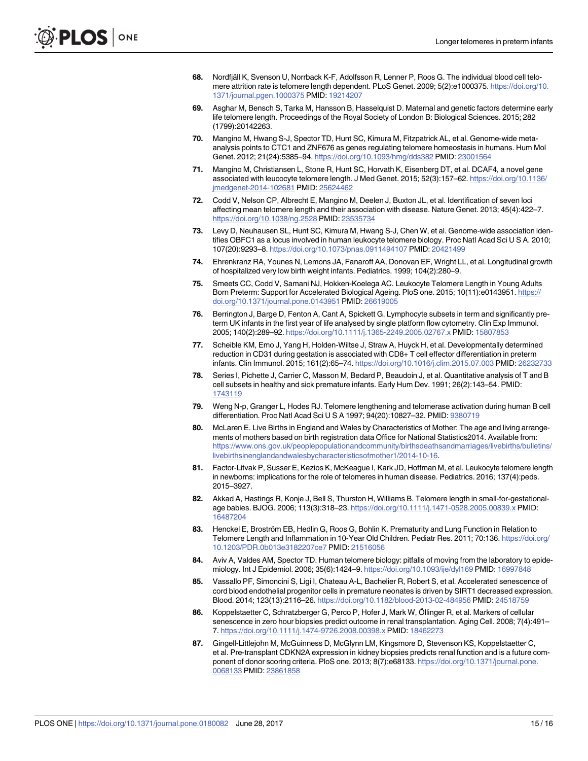68. Nordfjäll K, Svenson U, Norrback K-F, Adolfsson R, Lenner P, Roos G. The individual blood cell telomere attrition rate is telomere length dependent. PLoS Genet. 2009; 5(2):e1000375. https://doi.org/10.1371/journal.pgen.1000375 PMID: 19214207

69. Asghar M, Bensch S, Tarka M, Hansson B, Hasselquist D. Maternal and genetic factors determine early life telomere length. Proceedings of the Royal Society of London B: Biological Sciences. 2015; 282 (1799):20142263.

70. Mangino M, Hwang S-J, Spector TD, Hunt SC, Kimura M, Fitzpatrick AL, et al. Genome-wide meta-analysis points to CTC1 and ZNF676 as genes regulating telomere homeostasis in humans. Hum Mol Genet. 2012; 21(24):5385–94. https://doi.org/10.1093/hmg/dds382 PMID: 23001564

71. Mangino M, Christiansen L, Stone R, Hunt SC, Horvath K, Eisenberg DT, et al. DCAF4, a novel gene associated with leucocyte telomere length. J Med Genet. 2015; 52(3):157–62. https://doi.org/10.1136/jmedgenet-2014-102681 PMID: 25624462

72. Codd V, Nelson CP, Albrecht E, Mangino M, Deelen J, Buxton JL, et al. Identification of seven loci affecting mean telomere length and their association with disease. Nature Genet. 2013; 45(4):422–7. https://doi.org/10.1038/ng.2528 PMID: 23535734

73. Levy D, Neuhausen SL, Hunt SC, Kimura M, Hwang S-J, Chen W, et al. Genome-wide association identifies OBFC1 as a locus involved in human leukocyte telomere biology. Proc Natl Acad Sci U S A. 2010; 107(20):9293–8. https://doi.org/10.1073/pnas.0911494107 PMID: 20421499

74. Ehrenkranz RA, Younes N, Lemons JA, Fanaroff AA, Donovan EF, Wright LL, et al. Longitudinal growth of hospitalized very low birth weight infants. Pediatrics. 1999; 104(2):280–9.

75. Smeets CC, Codd V, Samani NJ, Hokken-Koelega AC. Leukocyte Telomere Length in Young Adults Born Preterm: Support for Accelerated Biological Ageing. PloS one. 2015; 10(11):e0143951. https://doi.org/10.1371/journal.pone.0143951 PMID: 26619005

76. Berrington J, Barge D, Fenton A, Cant A, Spickett G. Lymphocyte subsets in term and significantly preterm UK infants in the first year of life analysed by single platform flow cytometry. Clin Exp Immunol. 2005; 140(2):289–92. https://doi.org/10.1111/j.1365-2249.2005.02767.x PMID: 15807853

77. Scheible KM, Emo J, Yang H, Holden-Wiltse J, Straw A, Huyck H, et al. Developmentally determined reduction in CD31 during gestation is associated with CD8+ T cell effector differentiation in preterm infants. Clin Immunol. 2015; 161(2):65–74. https://doi.org/10.1016/j.clim.2015.07.003 PMID: 26232733

78. Series I, Pichette J, Carrier C, Masson M, Bedard P, Beaudoin J, et al. Quantitative analysis of T and B cell subsets in healthy and sick premature infants. Early Hum Dev. 1991; 26(2):143–54. PMID: 1743119

79. Weng N-p, Granger L, Hodes RJ. Telomere lengthening and telomerase activation during human B cell differentiation. Proc Natl Acad Sci U S A 1997; 94(20):10827–32. PMID: 9380719

80. McLaren E. Live Births in England and Wales by Characteristics of Mother: The age and living arrangements of mothers based on birth registration data Office for National Statistics2014. Available from: https://www.ons.gov.uk/peoplepopulationandcommunity/birthsdeathsandmarriages/livebirths/bulletins/livebirthsinenglandandwalesbycharacteristicsofmother1/2014-10-16.

81. Factor-Litvak P, Susser E, Kezios K, McKeague I, Kark JD, Hoffman M, et al. Leukocyte telomere length in newborns: implications for the role of telomeres in human disease. Pediatrics. 2016; 137(4):peds.2015–3927.

82. Akkad A, Hastings R, Konje J, Bell S, Thurston H, Williams B. Telomere length in small-for-gestational-age babies. BJOG. 2006; 113(3):318–23. https://doi.org/10.1111/j.1471-0528.2005.00839.x PMID: 16487204

83. Henckel E, Broström EB, Hedlin G, Roos G, Bohlin K. Prematurity and Lung Function in Relation to Telomere Length and Inflammation in 10-Year Old Children. Pediatr Res. 2011; 70:136. https://doi.org/10.1203/PDR.0b013e3182207ce7 PMID: 21516056

84. Aviv A, Valdes AM, Spector TD. Human telomere biology: pitfalls of moving from the laboratory to epidemiology. Int J Epidemiol. 2006; 35(6):1424–9. https://doi.org/10.1093/ije/dyl169 PMID: 16997848

85. Vassallo PF, Simoncini S, Ligi I, Chateau A-L, Bachelier R, Robert S, et al. Accelerated senescence of cord blood endothelial progenitor cells in premature neonates is driven by SIRT1 decreased expression. Blood. 2014; 123(13):2116–26. https://doi.org/10.1182/blood-2013-02-484956 PMID: 24518759

86. Koppelstaetter C, Schratzberger G, Perco P, Hofer J, Mark W, Öllinger R, et al. Markers of cellular senescence in zero hour biopsies predict outcome in renal transplantation. Aging Cell. 2008; 7(4):491–7. https://doi.org/10.1111/j.1474-9726.2008.00398.x PMID: 18462273

87. Gingell-Littlejohn M, McGuinness D, McGlynn LM, Kingsmore D, Stevenson KS, Koppelstaetter C, et al. Pre-transplant CDKN2A expression in kidney biopsies predicts renal function and is a future component of donor scoring criteria. PloS one. 2013; 8(7):e68133. https://doi.org/10.1371/journal.pone.0068133 PMID: 23861858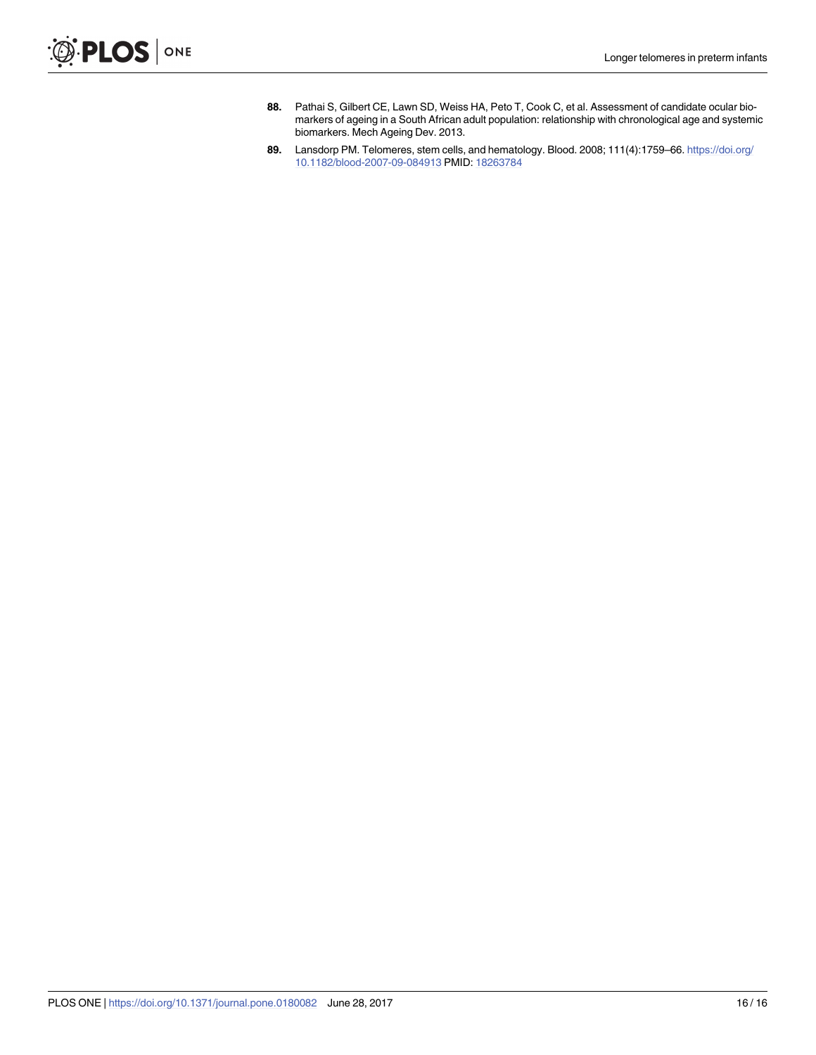88. Pathai S, Gilbert CE, Lawn SD, Weiss HA, Peto T, Cook C, et al. Assessment of candidate ocular biomarkers of ageing in a South African adult population: relationship with chronological age and systemic biomarkers. Mech Ageing Dev. 2013.

89. Lansdorp PM. Telomeres, stem cells, and hematology. Blood. 2008; 111(4):1759–66. https://doi.org/10.1182/blood-2007-09-084913 PMID: 18263784